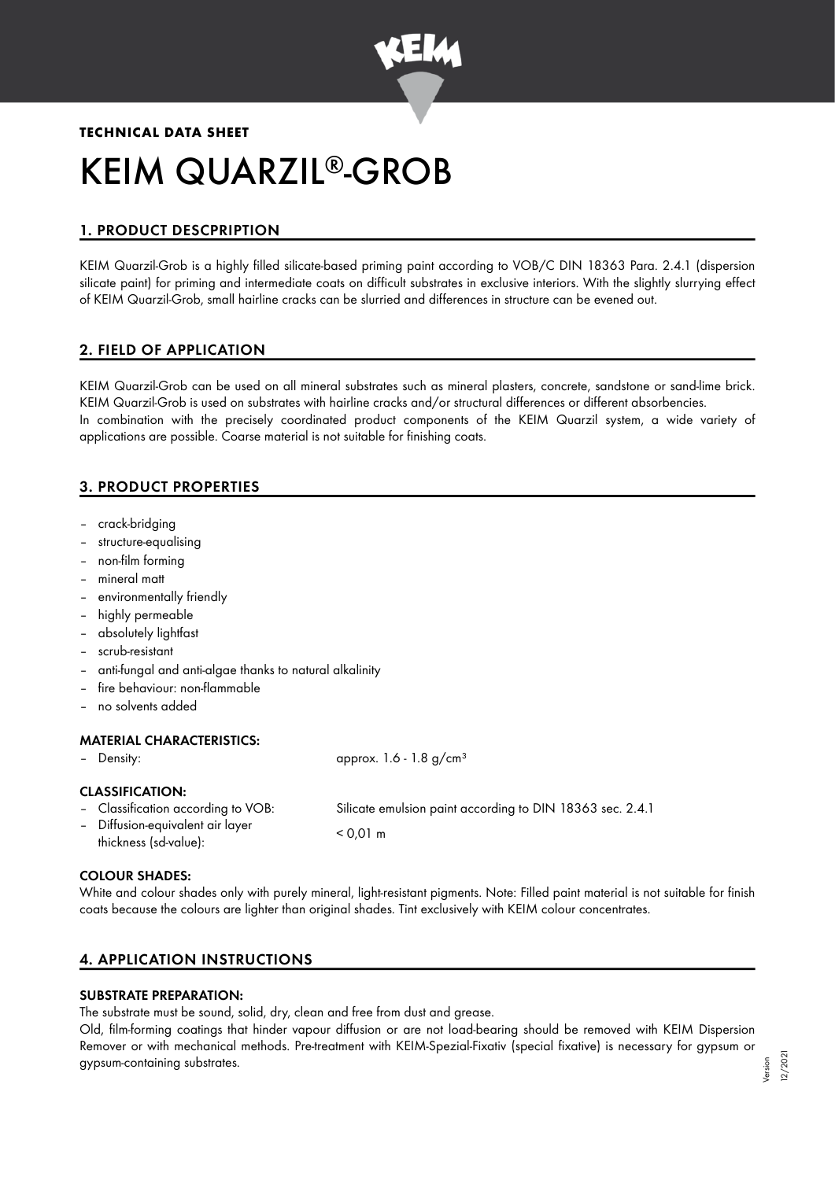**TECHNICAL DATA SHEET**

# KEIM QUARZIL®-GROB

## 1. PRODUCT DESCPRIPTION

KEIM Quarzil-Grob is a highly filled silicate-based priming paint according to VOB/C DIN 18363 Para. 2.4.1 (dispersion silicate paint) for priming and intermediate coats on difficult substrates in exclusive interiors. With the slightly slurrying effect of KEIM Quarzil-Grob, small hairline cracks can be slurried and differences in structure can be evened out.

## 2. FIELD OF APPLICATION

KEIM Quarzil-Grob can be used on all mineral substrates such as mineral plasters, concrete, sandstone or sand-lime brick. KEIM Quarzil-Grob is used on substrates with hairline cracks and/or structural differences or different absorbencies.
In combination with the precisely coordinated product components of the KEIM Quarzil system, a wide variety of applications are possible. Coarse material is not suitable for finishing coats.

## 3. PRODUCT PROPERTIES

- crack-bridging
- structure-equalising
- non-film forming
- mineral matt
- environmentally friendly
- highly permeable
- absolutely lightfast
- scrub-resistant
- anti-fungal and anti-algae thanks to natural alkalinity
- fire behaviour: non-flammable
- no solvents added

### MATERIAL CHARACTERISTICS:

| | |
|---|---|
| – Density: | approx. 1.6 - 1.8 g/cm³ |

### CLASSIFICATION:

| | |
|---|---|
| – Classification according to VOB: | Silicate emulsion paint according to DIN 18363 sec. 2.4.1 |
| – Diffusion-equivalent air layer thickness (sd-value): | < 0,01 m |

### COLOUR SHADES:

White and colour shades only with purely mineral, light-resistant pigments. Note: Filled paint material is not suitable for finish coats because the colours are lighter than original shades. Tint exclusively with KEIM colour concentrates.

## 4. APPLICATION INSTRUCTIONS

### SUBSTRATE PREPARATION:

The substrate must be sound, solid, dry, clean and free from dust and grease.
Old, film-forming coatings that hinder vapour diffusion or are not load-bearing should be removed with KEIM Dispersion Remover or with mechanical methods. Pre-treatment with KEIM-Spezial-Fixativ (special fixative) is necessary for gypsum or gypsum-containing substrates.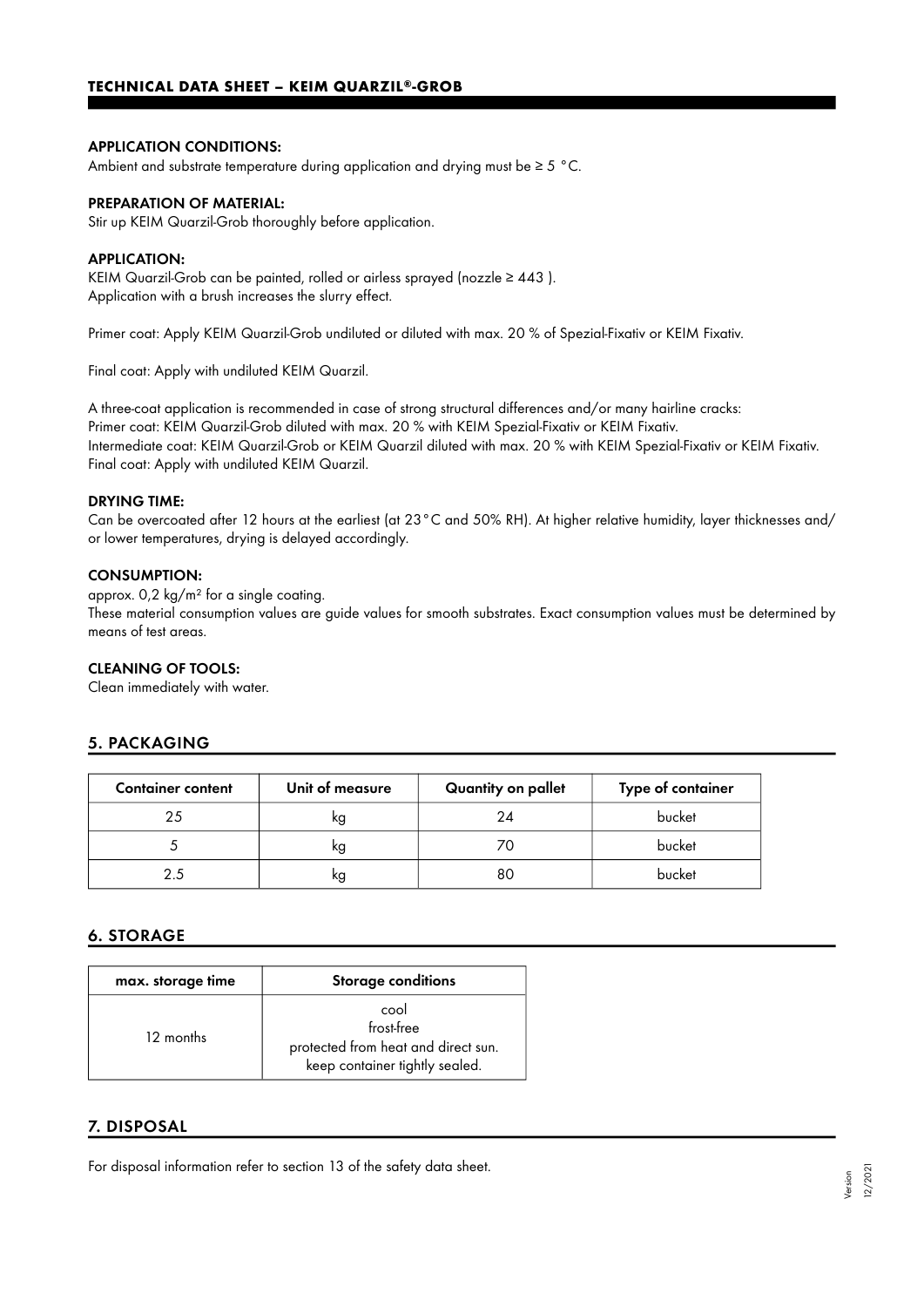#### APPLICATION CONDITIONS:

Ambient and substrate temperature during application and drying must be ≥ 5 °C.

#### PREPARATION OF MATERIAL:

Stir up KEIM Quarzil-Grob thoroughly before application.

#### APPLICATION:

KEIM Quarzil-Grob can be painted, rolled or airless sprayed (nozzle ≥ 443 ).
Application with a brush increases the slurry effect.

Primer coat: Apply KEIM Quarzil-Grob undiluted or diluted with max. 20 % of Spezial-Fixativ or KEIM Fixativ.

Final coat: Apply with undiluted KEIM Quarzil.

A three-coat application is recommended in case of strong structural differences and/or many hairline cracks:
Primer coat: KEIM Quarzil-Grob diluted with max. 20 % with KEIM Spezial-Fixativ or KEIM Fixativ.
Intermediate coat: KEIM Quarzil-Grob or KEIM Quarzil diluted with max. 20 % with KEIM Spezial-Fixativ or KEIM Fixativ.
Final coat: Apply with undiluted KEIM Quarzil.

#### DRYING TIME:

Can be overcoated after 12 hours at the earliest (at 23 °C and 50% RH). At higher relative humidity, layer thicknesses and/or lower temperatures, drying is delayed accordingly.

#### CONSUMPTION:

approx. 0,2 kg/m² for a single coating.
These material consumption values are guide values for smooth substrates. Exact consumption values must be determined by means of test areas.

#### CLEANING OF TOOLS:

Clean immediately with water.

## 5. PACKAGING

| Container content | Unit of measure | Quantity on pallet | Type of container |
|---|---|---|---|
| 25 | kg | 24 | bucket |
| 5 | kg | 70 | bucket |
| 2.5 | kg | 80 | bucket |

## 6. STORAGE

| max. storage time | Storage conditions |
|---|---|
| 12 months | cool<br>frost-free<br>protected from heat and direct sun.<br>keep container tightly sealed. |

## 7. DISPOSAL

For disposal information refer to section 13 of the safety data sheet.

Version 12/2021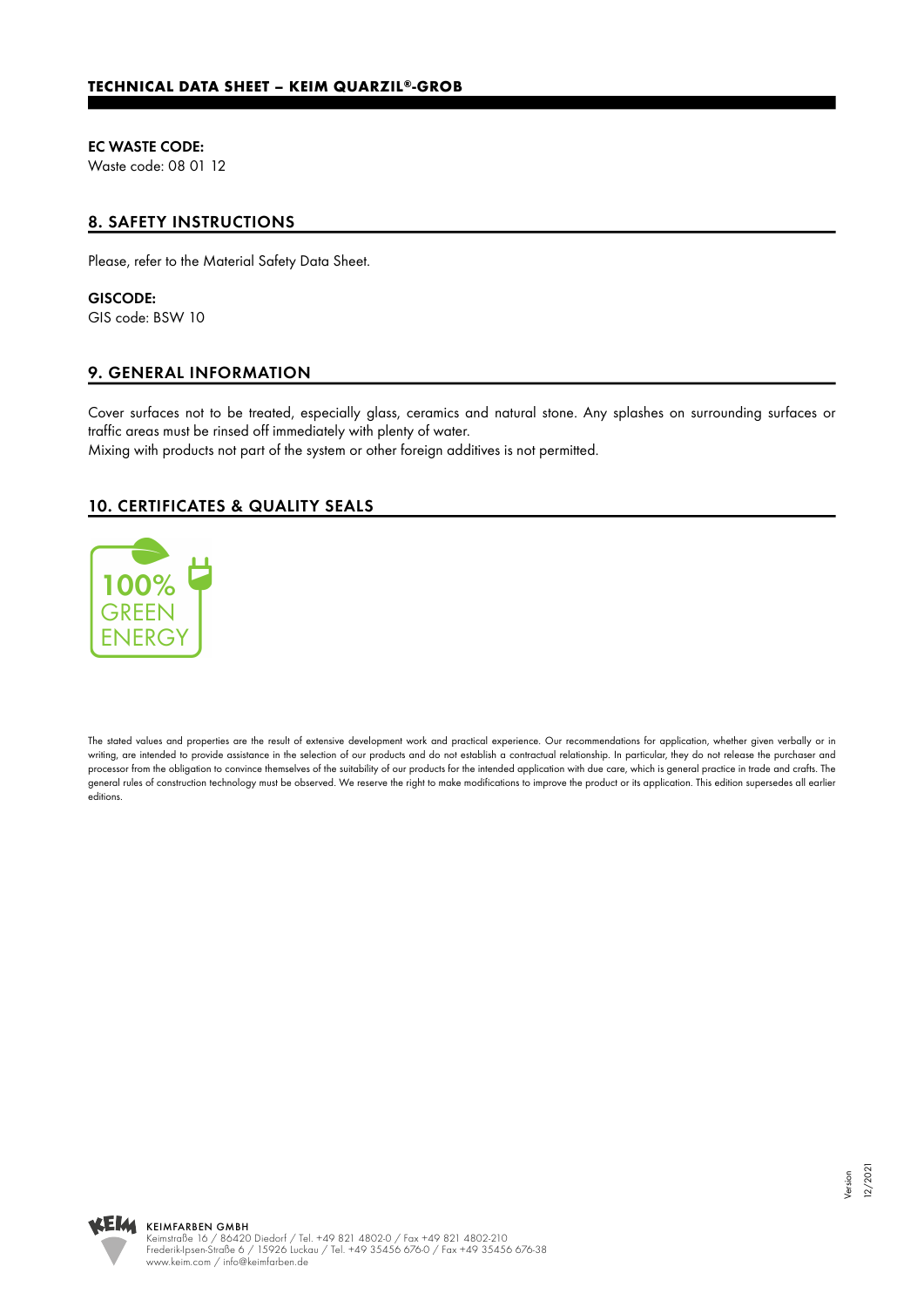#### EC WASTE CODE:

Waste code: 08 01 12

## 8. SAFETY INSTRUCTIONS

Please, refer to the Material Safety Data Sheet.

#### GISCODE:

GIS code: BSW 10

## 9. GENERAL INFORMATION

Cover surfaces not to be treated, especially glass, ceramics and natural stone. Any splashes on surrounding surfaces or traffic areas must be rinsed off immediately with plenty of water.
Mixing with products not part of the system or other foreign additives is not permitted.

## 10. CERTIFICATES & QUALITY SEALS

100% GREEN ENERGY

The stated values and properties are the result of extensive development work and practical experience. Our recommendations for application, whether given verbally or in writing, are intended to provide assistance in the selection of our products and do not establish a contractual relationship. In particular, they do not release the purchaser and processor from the obligation to convince themselves of the suitability of our products for the intended application with due care, which is general practice in trade and crafts. The general rules of construction technology must be observed. We reserve the right to make modifications to improve the product or its application. This edition supersedes all earlier editions.

KEIMFARBEN GMBH
Keimstraße 16 / 86420 Diedorf / Tel. +49 821 4802-0 / Fax +49 821 4802-210
Frederik-Ipsen-Straße 6 / 15926 Luckau / Tel. +49 35456 676-0 / Fax +49 35456 676-38
www.keim.com / info@keimfarben.de

Version 12/2021